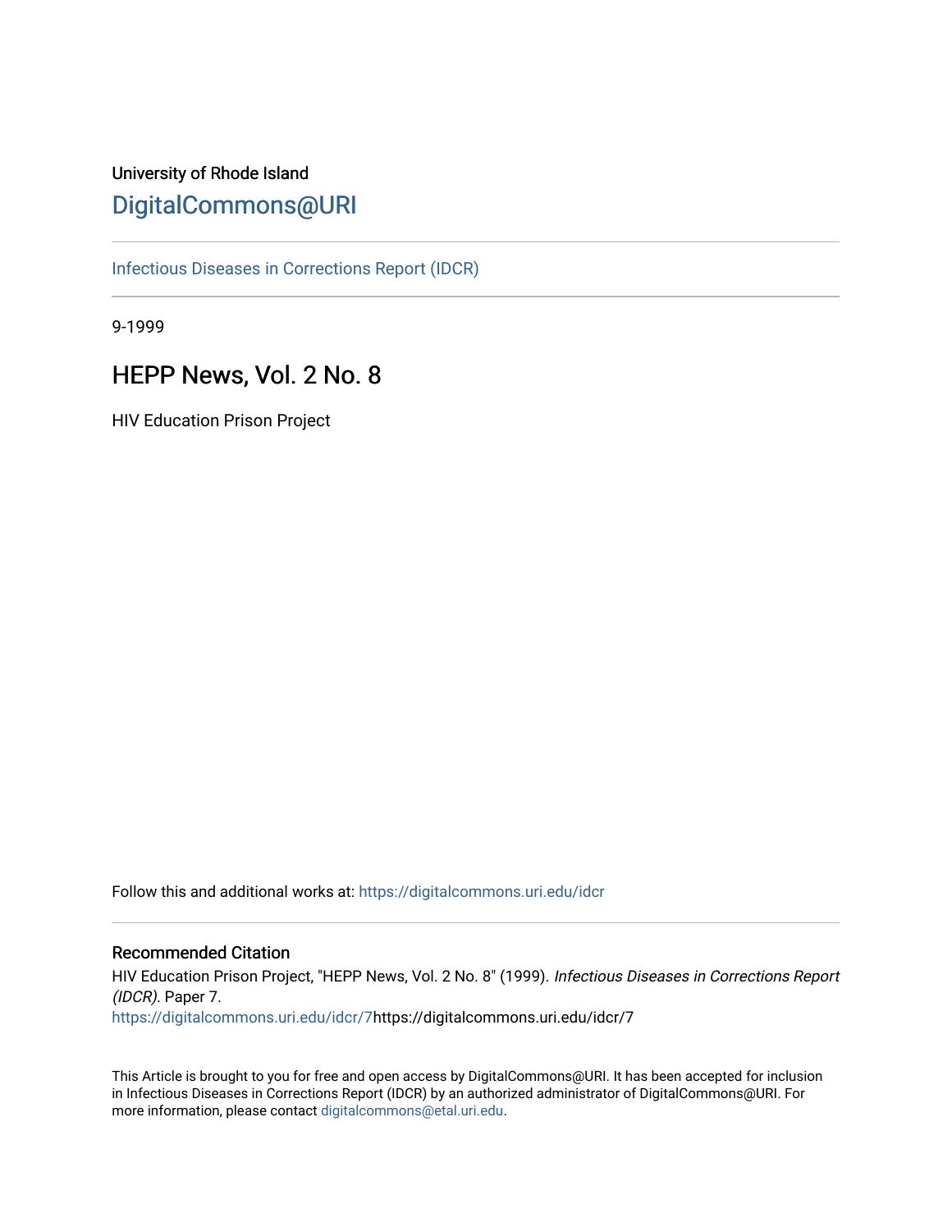University of Rhode Island

# DigitalCommons@URI

Infectious Diseases in Corrections Report (IDCR)

9-1999

## HEPP News, Vol. 2 No. 8

HIV Education Prison Project

Follow this and additional works at: https://digitalcommons.uri.edu/idcr

### Recommended Citation

HIV Education Prison Project, "HEPP News, Vol. 2 No. 8" (1999). *Infectious Diseases in Corrections Report (IDCR).* Paper 7.
https://digitalcommons.uri.edu/idcr/7https://digitalcommons.uri.edu/idcr/7

This Article is brought to you for free and open access by DigitalCommons@URI. It has been accepted for inclusion in Infectious Diseases in Corrections Report (IDCR) by an authorized administrator of DigitalCommons@URI. For more information, please contact digitalcommons@etal.uri.edu.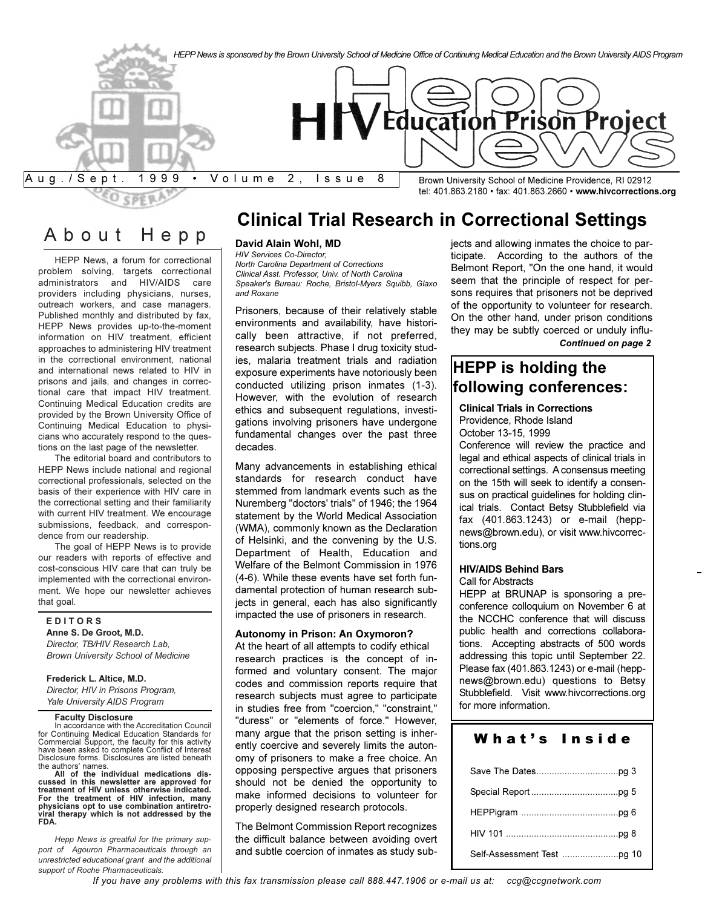*HEPP News is sponsored by the Brown University School of Medicine Office of Continuing Medical Education and the Brown University AIDS Program*

# HIV Education Prison Project News

Aug./Sept. 1999 • Volume 2, Issue 8

Brown University School of Medicine Providence, RI 02912
tel: 401.863.2180 • fax: 401.863.2660 • **www.hivcorrections.org**

## About Hepp

HEPP News, a forum for correctional problem solving, targets correctional administrators and HIV/AIDS care providers including physicians, nurses, outreach workers, and case managers. Published monthly and distributed by fax, HEPP News provides up-to-the-moment information on HIV treatment, efficient approaches to administering HIV treatment in the correctional environment, national and international news related to HIV in prisons and jails, and changes in correctional care that impact HIV treatment. Continuing Medical Education credits are provided by the Brown University Office of Continuing Medical Education to physicians who accurately respond to the questions on the last page of the newsletter.

The editorial board and contributors to HEPP News include national and regional correctional professionals, selected on the basis of their experience with HIV care in the correctional setting and their familiarity with current HIV treatment. We encourage submissions, feedback, and correspondence from our readership.

The goal of HEPP News is to provide our readers with reports of effective and cost-conscious HIV care that can truly be implemented with the correctional environment. We hope our newsletter achieves that goal.

**EDITORS**

**Anne S. De Groot, M.D.**
*Director, TB/HIV Research Lab, Brown University School of Medicine*

**Frederick L. Altice, M.D.**
*Director, HIV in Prisons Program, Yale University AIDS Program*

**Faculty Disclosure**
In accordance with the Accreditation Council for Continuing Medical Education Standards for Commercial Support, the faculty for this activity have been asked to complete Conflict of Interest Disclosure forms. Disclosures are listed beneath the authors' names.

**All of the individual medications discussed in this newsletter are approved for treatment of HIV unless otherwise indicated. For the treatment of HIV infection, many physicians opt to use combination antiretroviral therapy which is not addressed by the FDA.**

*Hepp News is greatful for the primary support of Agouron Pharmaceuticals through an unrestricted educational grant and the additional support of Roche Pharmaceuticals.*

## Clinical Trial Research in Correctional Settings

**David Alain Wohl, MD**
*HIV Services Co-Director, North Carolina Department of Corrections*
*Clinical Asst. Professor, Univ. of North Carolina*
*Speaker's Bureau: Roche, Bristol-Myers Squibb, Glaxo and Roxane*

Prisoners, because of their relatively stable environments and availability, have historically been attractive, if not preferred, research subjects. Phase I drug toxicity studies, malaria treatment trials and radiation exposure experiments have notoriously been conducted utilizing prison inmates (1-3). However, with the evolution of research ethics and subsequent regulations, investigations involving prisoners have undergone fundamental changes over the past three decades.

Many advancements in establishing ethical standards for research conduct have stemmed from landmark events such as the Nuremberg "doctors' trials" of 1946; the 1964 statement by the World Medical Association (WMA), commonly known as the Declaration of Helsinki, and the convening by the U.S. Department of Health, Education and Welfare of the Belmont Commission in 1976 (4-6). While these events have set forth fundamental protection of human research subjects in general, each has also significantly impacted the use of prisoners in research.

### Autonomy in Prison: An Oxymoron?

At the heart of all attempts to codify ethical research practices is the concept of informed and voluntary consent. The major codes and commission reports require that research subjects must agree to participate in studies free from "coercion," "constraint," "duress" or "elements of force." However, many argue that the prison setting is inherently coercive and severely limits the autonomy of prisoners to make a free choice. An opposing perspective argues that prisoners should not be denied the opportunity to make informed decisions to volunteer for properly designed research protocols.

The Belmont Commission Report recognizes the difficult balance between avoiding overt and subtle coercion of inmates as study subjects and allowing inmates the choice to participate. According to the authors of the Belmont Report, "On the one hand, it would seem that the principle of respect for persons requires that prisoners not be deprived of the opportunity to volunteer for research. On the other hand, under prison conditions they may be subtly coerced or unduly influ-

***Continued on page 2***

## HEPP is holding the following conferences:

**Clinical Trials in Corrections**
Providence, Rhode Island
October 13-15, 1999
Conference will review the practice and legal and ethical aspects of clinical trials in correctional settings. A consensus meeting on the 15th will seek to identify a consensus on practical guidelines for holding clinical trials. Contact Betsy Stubblefield via fax (401.863.1243) or e-mail (hepp-news@brown.edu), or visit www.hivcorrections.org

**HIV/AIDS Behind Bars**
Call for Abstracts
HEPP at BRUNAP is sponsoring a pre-conference colloquium on November 6 at the NCCHC conference that will discuss public health and corrections collaborations. Accepting abstracts of 500 words addressing this topic until September 22. Please fax (401.863.1243) or e-mail (hepp-news@brown.edu) questions to Betsy Stubblefield. Visit www.hivcorrections.org for more information.

## What's Inside

| | |
|---|---|
| Save The Dates | pg 3 |
| Special Report | pg 5 |
| HEPPigram | pg 6 |
| HIV 101 | pg 8 |
| Self-Assessment Test | pg 10 |

*If you have any problems with this fax transmission please call 888.447.1906 or e-mail us at: ccg@ccgnetwork.com*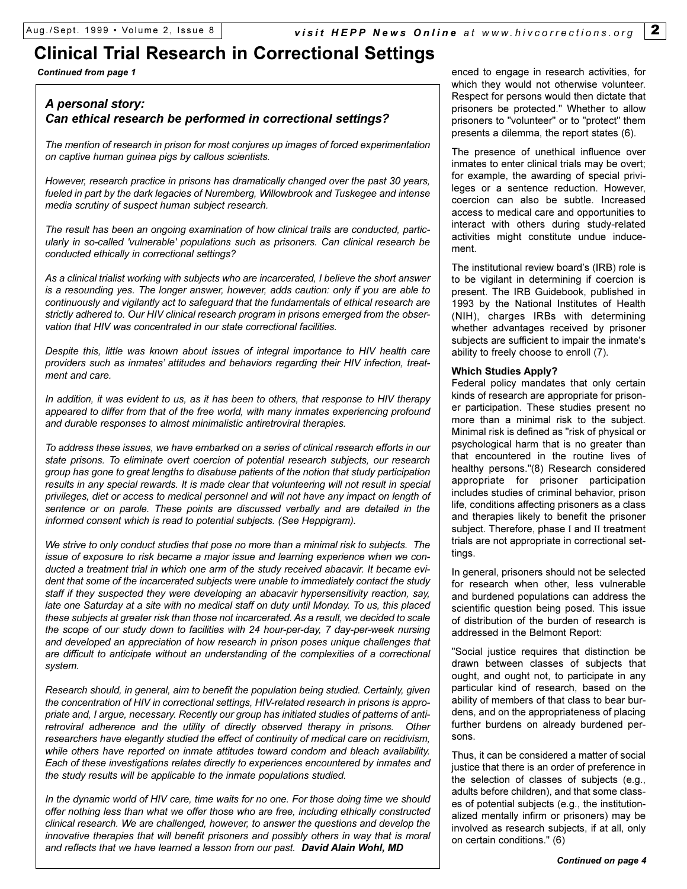# Clinical Trial Research in Correctional Settings

*Continued from page 1*

> ***A personal story:***
> ***Can ethical research be performed in correctional settings?***
>
> *The mention of research in prison for most conjures up images of forced experimentation on captive human guinea pigs by callous scientists.*
>
> *However, research practice in prisons has dramatically changed over the past 30 years, fueled in part by the dark legacies of Nuremberg, Willowbrook and Tuskegee and intense media scrutiny of suspect human subject research.*
>
> *The result has been an ongoing examination of how clinical trails are conducted, particularly in so-called 'vulnerable' populations such as prisoners. Can clinical research be conducted ethically in correctional settings?*
>
> *As a clinical trialist working with subjects who are incarcerated, I believe the short answer is a resounding yes. The longer answer, however, adds caution: only if you are able to continuously and vigilantly act to safeguard that the fundamentals of ethical research are strictly adhered to. Our HIV clinical research program in prisons emerged from the observation that HIV was concentrated in our state correctional facilities.*
>
> *Despite this, little was known about issues of integral importance to HIV health care providers such as inmates' attitudes and behaviors regarding their HIV infection, treatment and care.*
>
> *In addition, it was evident to us, as it has been to others, that response to HIV therapy appeared to differ from that of the free world, with many inmates experiencing profound and durable responses to almost minimalistic antiretroviral therapies.*
>
> *To address these issues, we have embarked on a series of clinical research efforts in our state prisons. To eliminate overt coercion of potential research subjects, our research group has gone to great lengths to disabuse patients of the notion that study participation results in any special rewards. It is made clear that volunteering will not result in special privileges, diet or access to medical personnel and will not have any impact on length of sentence or on parole. These points are discussed verbally and are detailed in the informed consent which is read to potential subjects. (See Heppigram).*
>
> *We strive to only conduct studies that pose no more than a minimal risk to subjects. The issue of exposure to risk became a major issue and learning experience when we conducted a treatment trial in which one arm of the study received abacavir. It became evident that some of the incarcerated subjects were unable to immediately contact the study staff if they suspected they were developing an abacavir hypersensitivity reaction, say, late one Saturday at a site with no medical staff on duty until Monday. To us, this placed these subjects at greater risk than those not incarcerated. As a result, we decided to scale the scope of our study down to facilities with 24 hour-per-day, 7 day-per-week nursing and developed an appreciation of how research in prison poses unique challenges that are difficult to anticipate without an understanding of the complexities of a correctional system.*
>
> *Research should, in general, aim to benefit the population being studied. Certainly, given the concentration of HIV in correctional settings, HIV-related research in prisons is appropriate and, I argue, necessary. Recently our group has initiated studies of patterns of antiretroviral adherence and the utility of directly observed therapy in prisons. Other researchers have elegantly studied the effect of continuity of medical care on recidivism, while others have reported on inmate attitudes toward condom and bleach availability. Each of these investigations relates directly to experiences encountered by inmates and the study results will be applicable to the inmate populations studied.*
>
> *In the dynamic world of HIV care, time waits for no one. For those doing time we should offer nothing less than what we offer those who are free, including ethically constructed clinical research. We are challenged, however, to answer the questions and develop the innovative therapies that will benefit prisoners and possibly others in way that is moral and reflects that we have learned a lesson from our past.* ***David Alain Wohl, MD***

enced to engage in research activities, for which they would not otherwise volunteer. Respect for persons would then dictate that prisoners be protected." Whether to allow prisoners to "volunteer" or to "protect" them presents a dilemma, the report states (6).

The presence of unethical influence over inmates to enter clinical trials may be overt; for example, the awarding of special privileges or a sentence reduction. However, coercion can also be subtle. Increased access to medical care and opportunities to interact with others during study-related activities might constitute undue inducement.

The institutional review board's (IRB) role is to be vigilant in determining if coercion is present. The IRB Guidebook, published in 1993 by the National Institutes of Health (NIH), charges IRBs with determining whether advantages received by prisoner subjects are sufficient to impair the inmate's ability to freely choose to enroll (7).

**Which Studies Apply?**

Federal policy mandates that only certain kinds of research are appropriate for prisoner participation. These studies present no more than a minimal risk to the subject. Minimal risk is defined as "risk of physical or psychological harm that is no greater than that encountered in the routine lives of healthy persons."(8) Research considered appropriate for prisoner participation includes studies of criminal behavior, prison life, conditions affecting prisoners as a class and therapies likely to benefit the prisoner subject. Therefore, phase I and II treatment trials are not appropriate in correctional settings.

In general, prisoners should not be selected for research when other, less vulnerable and burdened populations can address the scientific question being posed. This issue of distribution of the burden of research is addressed in the Belmont Report:

"Social justice requires that distinction be drawn between classes of subjects that ought, and ought not, to participate in any particular kind of research, based on the ability of members of that class to bear burdens, and on the appropriateness of placing further burdens on already burdened persons.

Thus, it can be considered a matter of social justice that there is an order of preference in the selection of classes of subjects (e.g., adults before children), and that some classes of potential subjects (e.g., the institutionalized mentally infirm or prisoners) may be involved as research subjects, if at all, only on certain conditions." (6)

***Continued on page 4***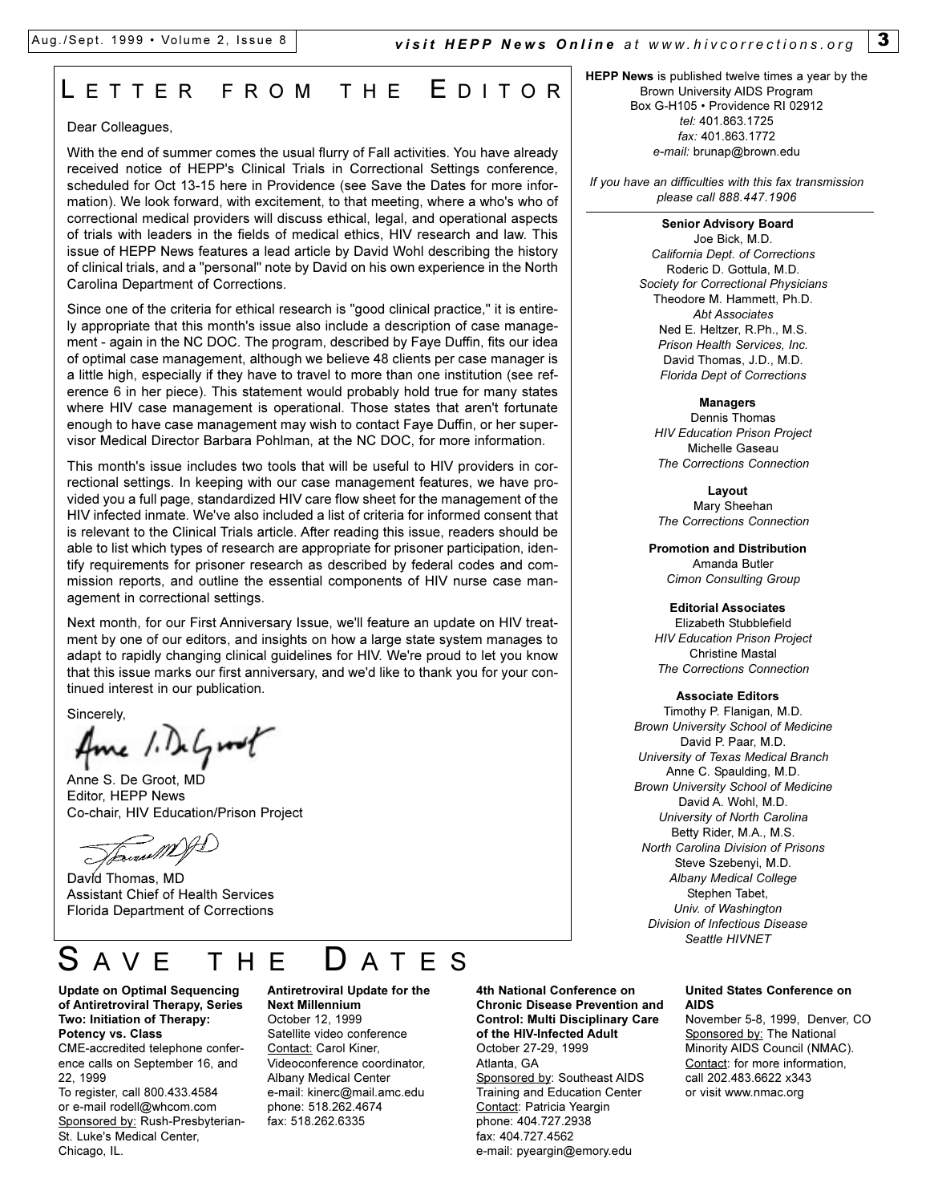# Letter from the Editor

Dear Colleagues,

With the end of summer comes the usual flurry of Fall activities. You have already received notice of HEPP's Clinical Trials in Correctional Settings conference, scheduled for Oct 13-15 here in Providence (see Save the Dates for more information). We look forward, with excitement, to that meeting, where a who's who of correctional medical providers will discuss ethical, legal, and operational aspects of trials with leaders in the fields of medical ethics, HIV research and law. This issue of HEPP News features a lead article by David Wohl describing the history of clinical trials, and a "personal" note by David on his own experience in the North Carolina Department of Corrections.

Since one of the criteria for ethical research is "good clinical practice," it is entirely appropriate that this month's issue also include a description of case management - again in the NC DOC. The program, described by Faye Duffin, fits our idea of optimal case management, although we believe 48 clients per case manager is a little high, especially if they have to travel to more than one institution (see reference 6 in her piece). This statement would probably hold true for many states where HIV case management is operational. Those states that aren't fortunate enough to have case management may wish to contact Faye Duffin, or her supervisor Medical Director Barbara Pohlman, at the NC DOC, for more information.

This month's issue includes two tools that will be useful to HIV providers in correctional settings. In keeping with our case management features, we have provided you a full page, standardized HIV care flow sheet for the management of the HIV infected inmate. We've also included a list of criteria for informed consent that is relevant to the Clinical Trials article. After reading this issue, readers should be able to list which types of research are appropriate for prisoner participation, identify requirements for prisoner research as described by federal codes and commission reports, and outline the essential components of HIV nurse case management in correctional settings.

Next month, for our First Anniversary Issue, we'll feature an update on HIV treatment by one of our editors, and insights on how a large state system manages to adapt to rapidly changing clinical guidelines for HIV. We're proud to let you know that this issue marks our first anniversary, and we'd like to thank you for your continued interest in our publication.

Sincerely,

Anne S. De Groot, MD
Editor, HEPP News
Co-chair, HIV Education/Prison Project

David Thomas, MD
Assistant Chief of Health Services
Florida Department of Corrections

**HEPP News** is published twelve times a year by the Brown University AIDS Program
Box G-H105 • Providence RI 02912
*tel:* 401.863.1725
*fax:* 401.863.1772
*e-mail:* brunap@brown.edu

*If you have an difficulties with this fax transmission please call 888.447.1906*

**Senior Advisory Board**
Joe Bick, M.D.
*California Dept. of Corrections*
Roderic D. Gottula, M.D.
*Society for Correctional Physicians*
Theodore M. Hammett, Ph.D.
*Abt Associates*
Ned E. Heltzer, R.Ph., M.S.
*Prison Health Services, Inc.*
David Thomas, J.D., M.D.
*Florida Dept of Corrections*

**Managers**
Dennis Thomas
*HIV Education Prison Project*
Michelle Gaseau
*The Corrections Connection*

**Layout**
Mary Sheehan
*The Corrections Connection*

**Promotion and Distribution**
Amanda Butler
*Cimon Consulting Group*

**Editorial Associates**
Elizabeth Stubblefield
*HIV Education Prison Project*
Christine Mastal
*The Corrections Connection*

**Associate Editors**
Timothy P. Flanigan, M.D.
*Brown University School of Medicine*
David P. Paar, M.D.
*University of Texas Medical Branch*
Anne C. Spaulding, M.D.
*Brown University School of Medicine*
David A. Wohl, M.D.
*University of North Carolina*
Betty Rider, M.A., M.S.
*North Carolina Division of Prisons*
Steve Szebenyi, M.D.
*Albany Medical College*
Stephen Tabet,
*Univ. of Washington*
*Division of Infectious Disease*
*Seattle HIVNET*

# Save the Dates

**Update on Optimal Sequencing of Antiretroviral Therapy, Series Two: Initiation of Therapy: Potency vs. Class**
CME-accredited telephone conference calls on September 16, and 22, 1999
To register, call 800.433.4584 or e-mail rodell@whcom.com
Sponsored by: Rush-Presbyterian-St. Luke's Medical Center, Chicago, IL.

**Antiretroviral Update for the Next Millennium**
October 12, 1999
Satellite video conference
Contact: Carol Kiner, Videoconference coordinator, Albany Medical Center
e-mail: kinerc@mail.amc.edu
phone: 518.262.4674
fax: 518.262.6335

**4th National Conference on Chronic Disease Prevention and Control: Multi Disciplinary Care of the HIV-Infected Adult**
October 27-29, 1999
Atlanta, GA
Sponsored by: Southeast AIDS Training and Education Center
Contact: Patricia Yeargin
phone: 404.727.2938
fax: 404.727.4562
e-mail: pyeargin@emory.edu

**United States Conference on AIDS**
November 5-8, 1999, Denver, CO
Sponsored by: The National Minority AIDS Council (NMAC).
Contact: for more information, call 202.483.6622 x343 or visit www.nmac.org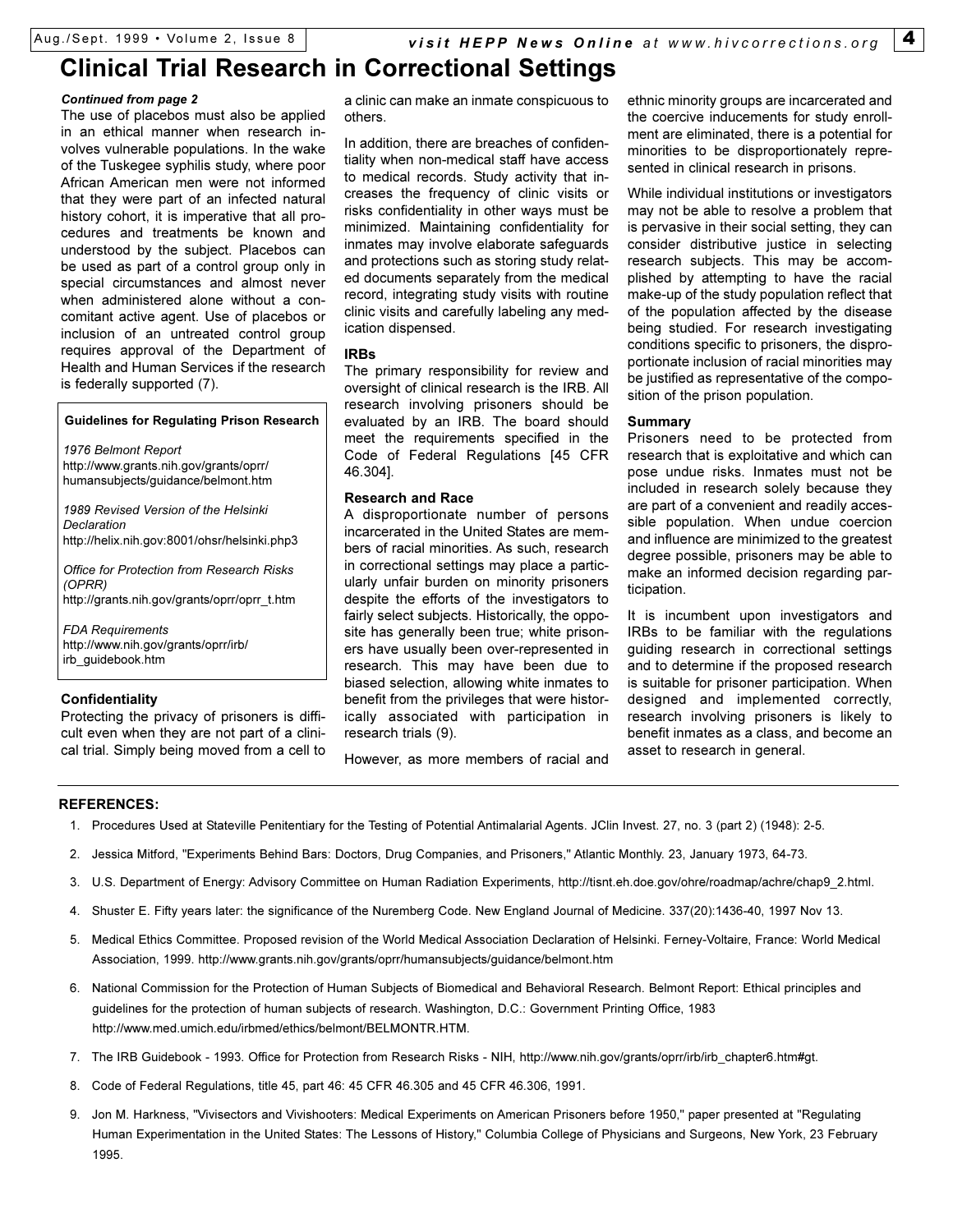# Clinical Trial Research in Correctional Settings

*Continued from page 2*

The use of placebos must also be applied in an ethical manner when research involves vulnerable populations. In the wake of the Tuskegee syphilis study, where poor African American men were not informed that they were part of an infected natural history cohort, it is imperative that all procedures and treatments be known and understood by the subject. Placebos can be used as part of a control group only in special circumstances and almost never when administered alone without a concomitant active agent. Use of placebos or inclusion of an untreated control group requires approval of the Department of Health and Human Services if the research is federally supported (7).

> **Guidelines for Regulating Prison Research**
>
> *1976 Belmont Report*
> http://www.grants.nih.gov/grants/oprr/humansubjects/guidance/belmont.htm
>
> *1989 Revised Version of the Helsinki Declaration*
> http://helix.nih.gov:8001/ohsr/helsinki.php3
>
> *Office for Protection from Research Risks (OPRR)*
> http://grants.nih.gov/grants/oprr/oprr_t.htm
>
> *FDA Requirements*
> http://www.nih.gov/grants/oprr/irb/irb_guidebook.htm

### Confidentiality

Protecting the privacy of prisoners is difficult even when they are not part of a clinical trial. Simply being moved from a cell to a clinic can make an inmate conspicuous to others.

In addition, there are breaches of confidentiality when non-medical staff have access to medical records. Study activity that increases the frequency of clinic visits or risks confidentiality in other ways must be minimized. Maintaining confidentiality for inmates may involve elaborate safeguards and protections such as storing study related documents separately from the medical record, integrating study visits with routine clinic visits and carefully labeling any medication dispensed.

### IRBs

The primary responsibility for review and oversight of clinical research is the IRB. All research involving prisoners should be evaluated by an IRB. The board should meet the requirements specified in the Code of Federal Regulations [45 CFR 46.304].

### Research and Race

A disproportionate number of persons incarcerated in the United States are members of racial minorities. As such, research in correctional settings may place a particularly unfair burden on minority prisoners despite the efforts of the investigators to fairly select subjects. Historically, the opposite has generally been true; white prisoners have usually been over-represented in research. This may have been due to biased selection, allowing white inmates to benefit from the privileges that were historically associated with participation in research trials (9).

However, as more members of racial and ethnic minority groups are incarcerated and the coercive inducements for study enrollment are eliminated, there is a potential for minorities to be disproportionately represented in clinical research in prisons.

While individual institutions or investigators may not be able to resolve a problem that is pervasive in their social setting, they can consider distributive justice in selecting research subjects. This may be accomplished by attempting to have the racial make-up of the study population reflect that of the population affected by the disease being studied. For research investigating conditions specific to prisoners, the disproportionate inclusion of racial minorities may be justified as representative of the composition of the prison population.

### Summary

Prisoners need to be protected from research that is exploitative and which can pose undue risks. Inmates must not be included in research solely because they are part of a convenient and readily accessible population. When undue coercion and influence are minimized to the greatest degree possible, prisoners may be able to make an informed decision regarding participation.

It is incumbent upon investigators and IRBs to be familiar with the regulations guiding research in correctional settings and to determine if the proposed research is suitable for prisoner participation. When designed and implemented correctly, research involving prisoners is likely to benefit inmates as a class, and become an asset to research in general.

## REFERENCES:

1. Procedures Used at Stateville Penitentiary for the Testing of Potential Antimalarial Agents. JClin Invest. 27, no. 3 (part 2) (1948): 2-5.
2. Jessica Mitford, "Experiments Behind Bars: Doctors, Drug Companies, and Prisoners," Atlantic Monthly. 23, January 1973, 64-73.
3. U.S. Department of Energy: Advisory Committee on Human Radiation Experiments, http://tisnt.eh.doe.gov/ohre/roadmap/achre/chap9_2.html.
4. Shuster E. Fifty years later: the significance of the Nuremberg Code. New England Journal of Medicine. 337(20):1436-40, 1997 Nov 13.
5. Medical Ethics Committee. Proposed revision of the World Medical Association Declaration of Helsinki. Ferney-Voltaire, France: World Medical Association, 1999. http://www.grants.nih.gov/grants/oprr/humansubjects/guidance/belmont.htm
6. National Commission for the Protection of Human Subjects of Biomedical and Behavioral Research. Belmont Report: Ethical principles and guidelines for the protection of human subjects of research. Washington, D.C.: Government Printing Office, 1983 http://www.med.umich.edu/irbmed/ethics/belmont/BELMONTR.HTM.
7. The IRB Guidebook - 1993. Office for Protection from Research Risks - NIH, http://www.nih.gov/grants/oprr/irb/irb_chapter6.htm#gt.
8. Code of Federal Regulations, title 45, part 46: 45 CFR 46.305 and 45 CFR 46.306, 1991.
9. Jon M. Harkness, "Vivisectors and Vivishooters: Medical Experiments on American Prisoners before 1950," paper presented at "Regulating Human Experimentation in the United States: The Lessons of History," Columbia College of Physicians and Surgeons, New York, 23 February 1995.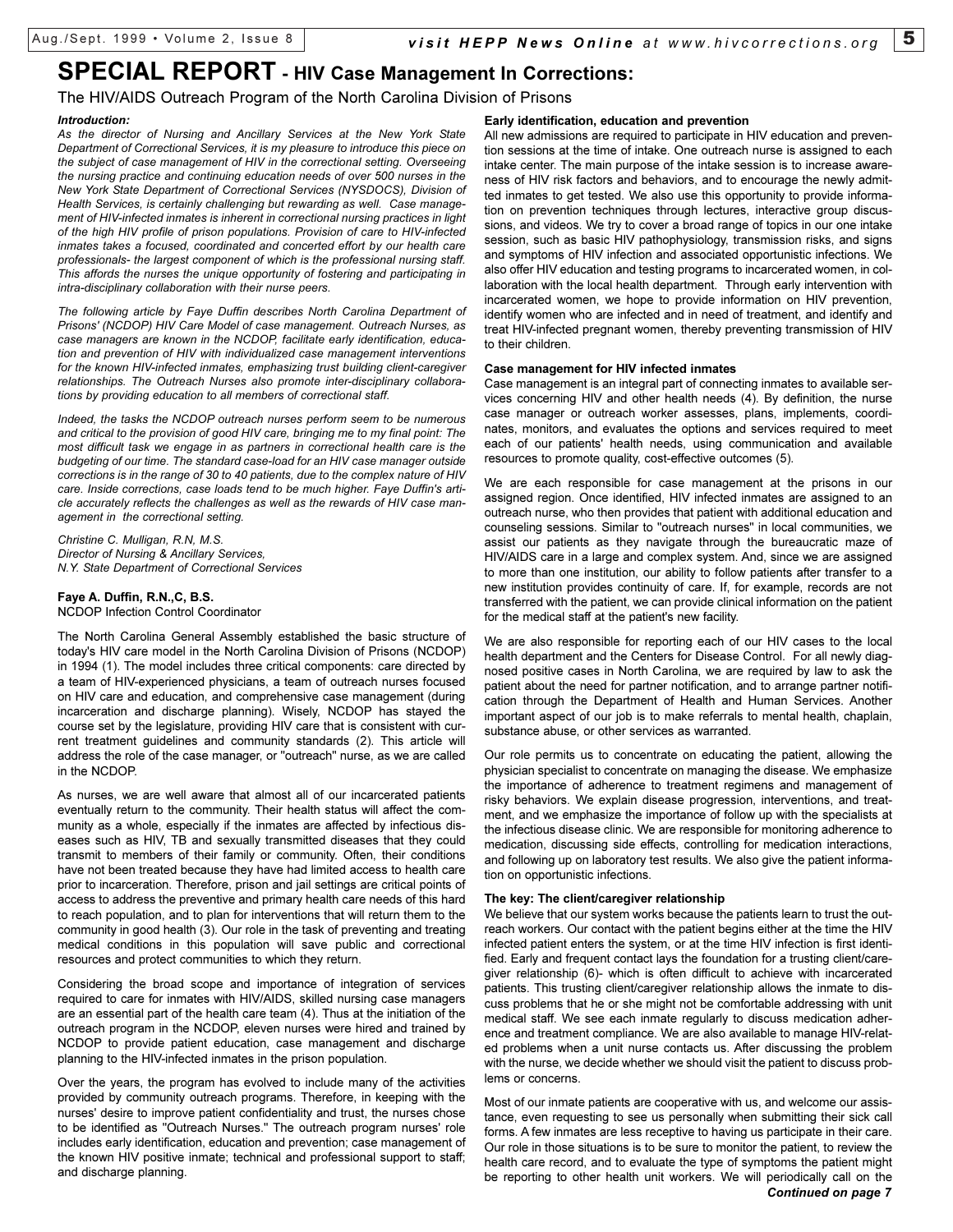# SPECIAL REPORT - HIV Case Management In Corrections:

## The HIV/AIDS Outreach Program of the North Carolina Division of Prisons

***Introduction:***

*As the director of Nursing and Ancillary Services at the New York State Department of Correctional Services, it is my pleasure to introduce this piece on the subject of case management of HIV in the correctional setting. Overseeing the nursing practice and continuing education needs of over 500 nurses in the New York State Department of Correctional Services (NYSDOCS), Division of Health Services, is certainly challenging but rewarding as well. Case management of HIV-infected inmates is inherent in correctional nursing practices in light of the high HIV profile of prison populations. Provision of care to HIV-infected inmates takes a focused, coordinated and concerted effort by our health care professionals- the largest component of which is the professional nursing staff. This affords the nurses the unique opportunity of fostering and participating in intra-disciplinary collaboration with their nurse peers.*

*The following article by Faye Duffin describes North Carolina Department of Prisons' (NCDOP) HIV Care Model of case management. Outreach Nurses, as case managers are known in the NCDOP, facilitate early identification, education and prevention of HIV with individualized case management interventions for the known HIV-infected inmates, emphasizing trust building client-caregiver relationships. The Outreach Nurses also promote inter-disciplinary collaborations by providing education to all members of correctional staff.*

*Indeed, the tasks the NCDOP outreach nurses perform seem to be numerous and critical to the provision of good HIV care, bringing me to my final point: The most difficult task we engage in as partners in correctional health care is the budgeting of our time. The standard case-load for an HIV case manager outside corrections is in the range of 30 to 40 patients, due to the complex nature of HIV care. Inside corrections, case loads tend to be much higher. Faye Duffin's article accurately reflects the challenges as well as the rewards of HIV case management in the correctional setting.*

*Christine C. Mulligan, R.N, M.S.*
*Director of Nursing & Ancillary Services,*
*N.Y. State Department of Correctional Services*

**Faye A. Duffin, R.N.,C, B.S.**
NCDOP Infection Control Coordinator

The North Carolina General Assembly established the basic structure of today's HIV care model in the North Carolina Division of Prisons (NCDOP) in 1994 (1). The model includes three critical components: care directed by a team of HIV-experienced physicians, a team of outreach nurses focused on HIV care and education, and comprehensive case management (during incarceration and discharge planning). Wisely, NCDOP has stayed the course set by the legislature, providing HIV care that is consistent with current treatment guidelines and community standards (2). This article will address the role of the case manager, or "outreach" nurse, as we are called in the NCDOP.

As nurses, we are well aware that almost all of our incarcerated patients eventually return to the community. Their health status will affect the community as a whole, especially if the inmates are affected by infectious diseases such as HIV, TB and sexually transmitted diseases that they could transmit to members of their family or community. Often, their conditions have not been treated because they have had limited access to health care prior to incarceration. Therefore, prison and jail settings are critical points of access to address the preventive and primary health care needs of this hard to reach population, and to plan for interventions that will return them to the community in good health (3). Our role in the task of preventing and treating medical conditions in this population will save public and correctional resources and protect communities to which they return.

Considering the broad scope and importance of integration of services required to care for inmates with HIV/AIDS, skilled nursing case managers are an essential part of the health care team (4). Thus at the initiation of the outreach program in the NCDOP, eleven nurses were hired and trained by NCDOP to provide patient education, case management and discharge planning to the HIV-infected inmates in the prison population.

Over the years, the program has evolved to include many of the activities provided by community outreach programs. Therefore, in keeping with the nurses' desire to improve patient confidentiality and trust, the nurses chose to be identified as "Outreach Nurses." The outreach program nurses' role includes early identification, education and prevention; case management of the known HIV positive inmate; technical and professional support to staff; and discharge planning.

**Early identification, education and prevention**

All new admissions are required to participate in HIV education and prevention sessions at the time of intake. One outreach nurse is assigned to each intake center. The main purpose of the intake session is to increase awareness of HIV risk factors and behaviors, and to encourage the newly admitted inmates to get tested. We also use this opportunity to provide information on prevention techniques through lectures, interactive group discussions, and videos. We try to cover a broad range of topics in our one intake session, such as basic HIV pathophysiology, transmission risks, and signs and symptoms of HIV infection and associated opportunistic infections. We also offer HIV education and testing programs to incarcerated women, in collaboration with the local health department. Through early intervention with incarcerated women, we hope to provide information on HIV prevention, identify women who are infected and in need of treatment, and identify and treat HIV-infected pregnant women, thereby preventing transmission of HIV to their children.

**Case management for HIV infected inmates**

Case management is an integral part of connecting inmates to available services concerning HIV and other health needs (4). By definition, the nurse case manager or outreach worker assesses, plans, implements, coordinates, monitors, and evaluates the options and services required to meet each of our patients' health needs, using communication and available resources to promote quality, cost-effective outcomes (5).

We are each responsible for case management at the prisons in our assigned region. Once identified, HIV infected inmates are assigned to an outreach nurse, who then provides that patient with additional education and counseling sessions. Similar to "outreach nurses" in local communities, we assist our patients as they navigate through the bureaucratic maze of HIV/AIDS care in a large and complex system. And, since we are assigned to more than one institution, our ability to follow patients after transfer to a new institution provides continuity of care. If, for example, records are not transferred with the patient, we can provide clinical information on the patient for the medical staff at the patient's new facility.

We are also responsible for reporting each of our HIV cases to the local health department and the Centers for Disease Control. For all newly diagnosed positive cases in North Carolina, we are required by law to ask the patient about the need for partner notification, and to arrange partner notification through the Department of Health and Human Services. Another important aspect of our job is to make referrals to mental health, chaplain, substance abuse, or other services as warranted.

Our role permits us to concentrate on educating the patient, allowing the physician specialist to concentrate on managing the disease. We emphasize the importance of adherence to treatment regimens and management of risky behaviors. We explain disease progression, interventions, and treatment, and we emphasize the importance of follow up with the specialists at the infectious disease clinic. We are responsible for monitoring adherence to medication, discussing side effects, controlling for medication interactions, and following up on laboratory test results. We also give the patient information on opportunistic infections.

**The key: The client/caregiver relationship**

We believe that our system works because the patients learn to trust the outreach workers. Our contact with the patient begins either at the time the HIV infected patient enters the system, or at the time HIV infection is first identified. Early and frequent contact lays the foundation for a trusting client/caregiver relationship (6)- which is often difficult to achieve with incarcerated patients. This trusting client/caregiver relationship allows the inmate to discuss problems that he or she might not be comfortable addressing with unit medical staff. We see each inmate regularly to discuss medication adherence and treatment compliance. We are also available to manage HIV-related problems when a unit nurse contacts us. After discussing the problem with the nurse, we decide whether we should visit the patient to discuss problems or concerns.

Most of our inmate patients are cooperative with us, and welcome our assistance, even requesting to see us personally when submitting their sick call forms. A few inmates are less receptive to having us participate in their care. Our role in those situations is to be sure to monitor the patient, to review the health care record, and to evaluate the type of symptoms the patient might be reporting to other health unit workers. We will periodically call on the

***Continued on page 7***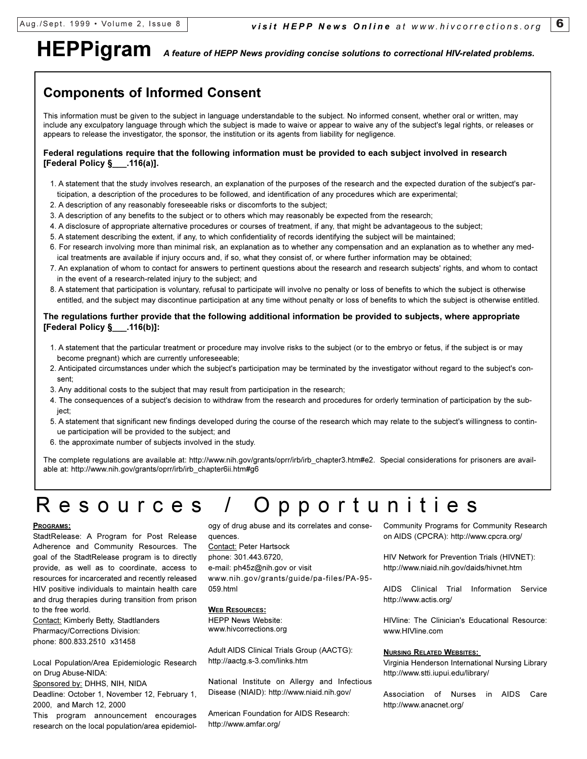# HEPPigram

*A feature of HEPP News providing concise solutions to correctional HIV-related problems.*

## Components of Informed Consent

This information must be given to the subject in language understandable to the subject. No informed consent, whether oral or written, may include any exculpatory language through which the subject is made to waive or appear to waive any of the subject's legal rights, or releases or appears to release the investigator, the sponsor, the institution or its agents from liability for negligence.

**Federal regulations require that the following information must be provided to each subject involved in research [Federal Policy §___.116(a)].**

1. A statement that the study involves research, an explanation of the purposes of the research and the expected duration of the subject's participation, a description of the procedures to be followed, and identification of any procedures which are experimental;
2. A description of any reasonably foreseeable risks or discomforts to the subject;
3. A description of any benefits to the subject or to others which may reasonably be expected from the research;
4. A disclosure of appropriate alternative procedures or courses of treatment, if any, that might be advantageous to the subject;
5. A statement describing the extent, if any, to which confidentiality of records identifying the subject will be maintained;
6. For research involving more than minimal risk, an explanation as to whether any compensation and an explanation as to whether any medical treatments are available if injury occurs and, if so, what they consist of, or where further information may be obtained;
7. An explanation of whom to contact for answers to pertinent questions about the research and research subjects' rights, and whom to contact in the event of a research-related injury to the subject; and
8. A statement that participation is voluntary, refusal to participate will involve no penalty or loss of benefits to which the subject is otherwise entitled, and the subject may discontinue participation at any time without penalty or loss of benefits to which the subject is otherwise entitled.

**The regulations further provide that the following additional information be provided to subjects, where appropriate [Federal Policy §___.116(b)]:**

1. A statement that the particular treatment or procedure may involve risks to the subject (or to the embryo or fetus, if the subject is or may become pregnant) which are currently unforeseeable;
2. Anticipated circumstances under which the subject's participation may be terminated by the investigator without regard to the subject's consent;
3. Any additional costs to the subject that may result from participation in the research;
4. The consequences of a subject's decision to withdraw from the research and procedures for orderly termination of participation by the subject;
5. A statement that significant new findings developed during the course of the research which may relate to the subject's willingness to continue participation will be provided to the subject; and
6. the approximate number of subjects involved in the study.

The complete regulations are available at: http://www.nih.gov/grants/oprr/irb/irb_chapter3.htm#e2. Special considerations for prisoners are available at: http://www.nih.gov/grants/oprr/irb/irb_chapter6ii.htm#g6

# Resources / Opportunities

### Programs:

StadtRelease: A Program for Post Release Adherence and Community Resources. The goal of the StadtRelease program is to directly provide, as well as to coordinate, access to resources for incarcerated and recently released HIV positive individuals to maintain health care and drug therapies during transition from prison to the free world.
Contact: Kimberly Betty, Stadtlanders Pharmacy/Corrections Division:
phone: 800.833.2510 x31458

Local Population/Area Epidemiologic Research on Drug Abuse-NIDA:
Sponsored by: DHHS, NIH, NIDA
Deadline: October 1, November 12, February 1, 2000, and March 12, 2000
This program announcement encourages research on the local population/area epidemiology of drug abuse and its correlates and consequences.
Contact: Peter Hartsock
phone: 301.443.6720,
e-mail: ph45z@nih.gov or visit www.nih.gov/grants/guide/pa-files/PA-95-059.html

### Web Resources:

HEPP News Website:
www.hivcorrections.org

Adult AIDS Clinical Trials Group (AACTG): http://aactg.s-3.com/links.htm

National Institute on Allergy and Infectious Disease (NIAID): http://www.niaid.nih.gov/

American Foundation for AIDS Research: http://www.amfar.org/

Community Programs for Community Research on AIDS (CPCRA): http://www.cpcra.org/

HIV Network for Prevention Trials (HIVNET): http://www.niaid.nih.gov/daids/hivnet.htm

AIDS Clinical Trial Information Service http://www.actis.org/

HIVline: The Clinician's Educational Resource: www.HIVline.com

### Nursing Related Websites:

Virginia Henderson International Nursing Library http://www.stti.iupui.edu/library/

Association of Nurses in AIDS Care http://www.anacnet.org/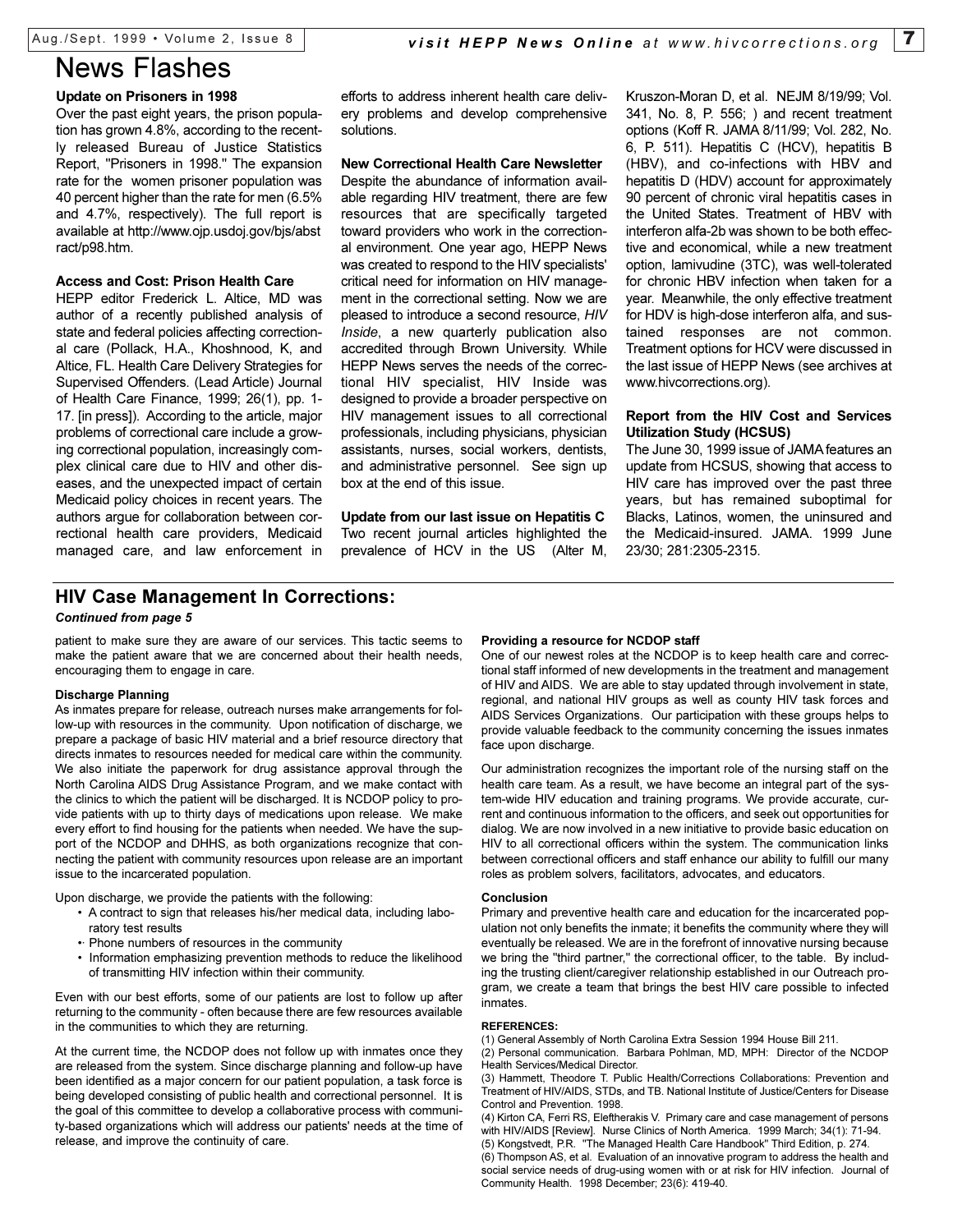# News Flashes

### Update on Prisoners in 1998

Over the past eight years, the prison population has grown 4.8%, according to the recently released Bureau of Justice Statistics Report, "Prisoners in 1998." The expansion rate for the women prisoner population was 40 percent higher than the rate for men (6.5% and 4.7%, respectively). The full report is available at http://www.ojp.usdoj.gov/bjs/abstract/p98.htm.

### Access and Cost: Prison Health Care

HEPP editor Frederick L. Altice, MD was author of a recently published analysis of state and federal policies affecting correctional care (Pollack, H.A., Khoshnood, K, and Altice, FL. Health Care Delivery Strategies for Supervised Offenders. (Lead Article) Journal of Health Care Finance, 1999; 26(1), pp. 1-17. [in press]). According to the article, major problems of correctional care include a growing correctional population, increasingly complex clinical care due to HIV and other diseases, and the unexpected impact of certain Medicaid policy choices in recent years. The authors argue for collaboration between correctional health care providers, Medicaid managed care, and law enforcement in efforts to address inherent health care delivery problems and develop comprehensive solutions.

### New Correctional Health Care Newsletter

Despite the abundance of information available regarding HIV treatment, there are few resources that are specifically targeted toward providers who work in the correctional environment. One year ago, HEPP News was created to respond to the HIV specialists' critical need for information on HIV management in the correctional setting. Now we are pleased to introduce a second resource, *HIV Inside*, a new quarterly publication also accredited through Brown University. While HEPP News serves the needs of the correctional HIV specialist, HIV Inside was designed to provide a broader perspective on HIV management issues to all correctional professionals, including physicians, physician assistants, nurses, social workers, dentists, and administrative personnel. See sign up box at the end of this issue.

### Update from our last issue on Hepatitis C

Two recent journal articles highlighted the prevalence of HCV in the US (Alter M, Kruszon-Moran D, et al. NEJM 8/19/99; Vol. 341, No. 8, P. 556; ) and recent treatment options (Koff R. JAMA 8/11/99; Vol. 282, No. 6, P. 511). Hepatitis C (HCV), hepatitis B (HBV), and co-infections with HBV and hepatitis D (HDV) account for approximately 90 percent of chronic viral hepatitis cases in the United States. Treatment of HBV with interferon alfa-2b was shown to be both effective and economical, while a new treatment option, lamivudine (3TC), was well-tolerated for chronic HBV infection when taken for a year. Meanwhile, the only effective treatment for HDV is high-dose interferon alfa, and sustained responses are not common. Treatment options for HCV were discussed in the last issue of HEPP News (see archives at www.hivcorrections.org).

### Report from the HIV Cost and Services Utilization Study (HCSUS)

The June 30, 1999 issue of JAMA features an update from HCSUS, showing that access to HIV care has improved over the past three years, but has remained suboptimal for Blacks, Latinos, women, the uninsured and the Medicaid-insured. JAMA. 1999 June 23/30; 281:2305-2315.

## HIV Case Management In Corrections:

***Continued from page 5***

patient to make sure they are aware of our services. This tactic seems to make the patient aware that we are concerned about their health needs, encouraging them to engage in care.

### Discharge Planning

As inmates prepare for release, outreach nurses make arrangements for follow-up with resources in the community. Upon notification of discharge, we prepare a package of basic HIV material and a brief resource directory that directs inmates to resources needed for medical care within the community. We also initiate the paperwork for drug assistance approval through the North Carolina AIDS Drug Assistance Program, and we make contact with the clinics to which the patient will be discharged. It is NCDOP policy to provide patients with up to thirty days of medications upon release. We make every effort to find housing for the patients when needed. We have the support of the NCDOP and DHHS, as both organizations recognize that connecting the patient with community resources upon release are an important issue to the incarcerated population.

Upon discharge, we provide the patients with the following:

- A contract to sign that releases his/her medical data, including laboratory test results
- Phone numbers of resources in the community
- Information emphasizing prevention methods to reduce the likelihood of transmitting HIV infection within their community.

Even with our best efforts, some of our patients are lost to follow up after returning to the community - often because there are few resources available in the communities to which they are returning.

At the current time, the NCDOP does not follow up with inmates once they are released from the system. Since discharge planning and follow-up have been identified as a major concern for our patient population, a task force is being developed consisting of public health and correctional personnel. It is the goal of this committee to develop a collaborative process with community-based organizations which will address our patients' needs at the time of release, and improve the continuity of care.

### Providing a resource for NCDOP staff

One of our newest roles at the NCDOP is to keep health care and correctional staff informed of new developments in the treatment and management of HIV and AIDS. We are able to stay updated through involvement in state, regional, and national HIV groups as well as county HIV task forces and AIDS Services Organizations. Our participation with these groups helps to provide valuable feedback to the community concerning the issues inmates face upon discharge.

Our administration recognizes the important role of the nursing staff on the health care team. As a result, we have become an integral part of the system-wide HIV education and training programs. We provide accurate, current and continuous information to the officers, and seek out opportunities for dialog. We are now involved in a new initiative to provide basic education on HIV to all correctional officers within the system. The communication links between correctional officers and staff enhance our ability to fulfill our many roles as problem solvers, facilitators, advocates, and educators.

### Conclusion

Primary and preventive health care and education for the incarcerated population not only benefits the inmate; it benefits the community where they will eventually be released. We are in the forefront of innovative nursing because we bring the "third partner," the correctional officer, to the table. By including the trusting client/caregiver relationship established in our Outreach program, we create a team that brings the best HIV care possible to infected inmates.

#### REFERENCES:

(1) General Assembly of North Carolina Extra Session 1994 House Bill 211.
(2) Personal communication. Barbara Pohlman, MD, MPH: Director of the NCDOP Health Services/Medical Director.
(3) Hammett, Theodore T. Public Health/Corrections Collaborations: Prevention and Treatment of HIV/AIDS, STDs, and TB. National Institute of Justice/Centers for Disease Control and Prevention. 1998.
(4) Kirton CA, Ferri RS, Eleftherakis V. Primary care and case management of persons with HIV/AIDS [Review]. Nurse Clinics of North America. 1999 March; 34(1): 71-94.
(5) Kongstvedt, P.R. "The Managed Health Care Handbook" Third Edition, p. 274.
(6) Thompson AS, et al. Evaluation of an innovative program to address the health and social service needs of drug-using women with or at risk for HIV infection. Journal of Community Health. 1998 December; 23(6): 419-40.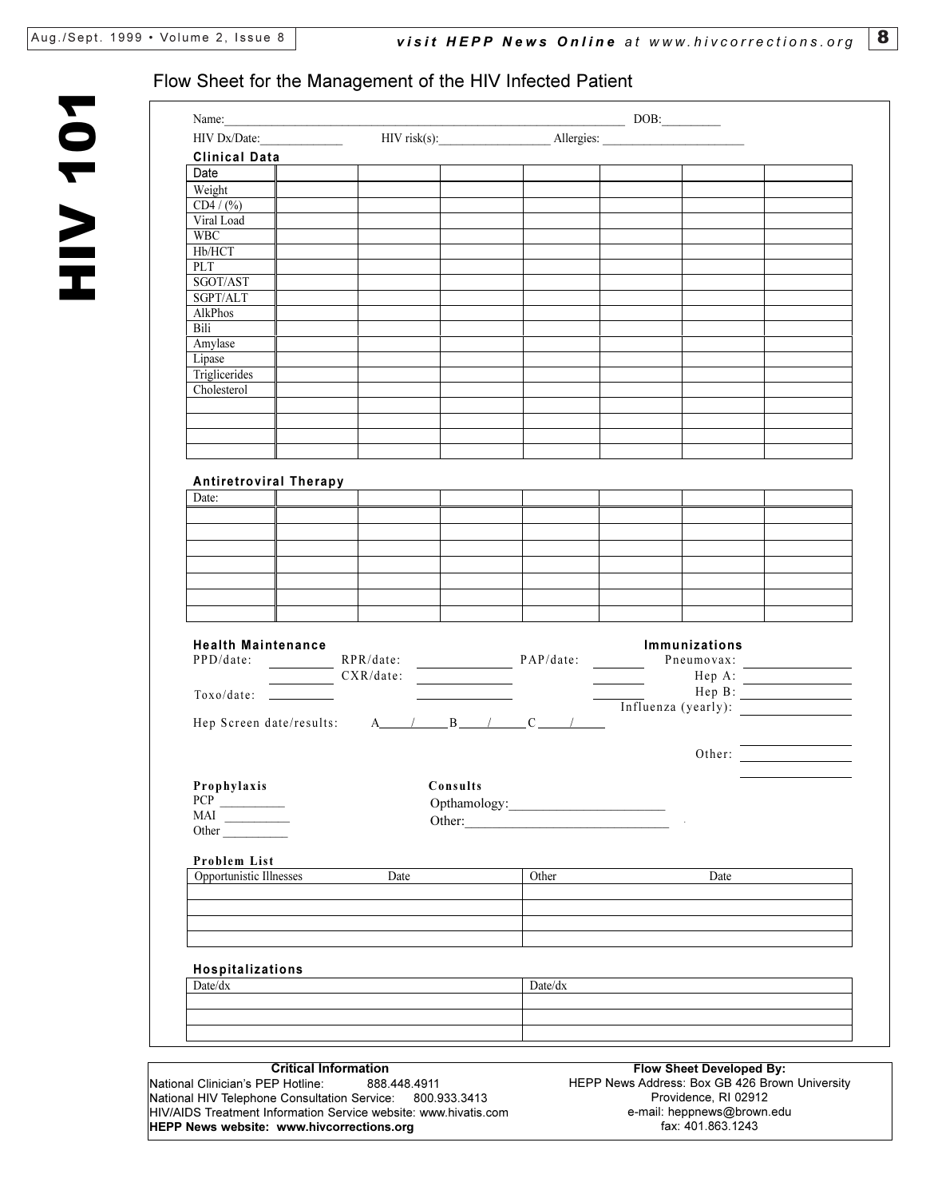# Flow Sheet for the Management of the HIV Infected Patient

Name:______________________________________________ DOB:_________

HIV Dx/Date:_____________ HIV risk(s):__________________ Allergies: _______________________

## Clinical Data

| Date | | | | | | | |
|---|---|---|---|---|---|---|---|
| Weight | | | | | | | |
| CD4 / (%) | | | | | | | |
| Viral Load | | | | | | | |
| WBC | | | | | | | |
| Hb/HCT | | | | | | | |
| PLT | | | | | | | |
| SGOT/AST | | | | | | | |
| SGPT/ALT | | | | | | | |
| AlkPhos | | | | | | | |
| Bili | | | | | | | |
| Amylase | | | | | | | |
| Lipase | | | | | | | |
| Trigliceride s | | | | | | | |
| Cholesterol | | | | | | | |
| | | | | | | | |
| | | | | | | | |
| | | | | | | | |
| | | | | | | | |

## Antiretroviral Therapy

| Date: | | | | | | | |
|---|---|---|---|---|---|---|---|
| | | | | | | | |
| | | | | | | | |
| | | | | | | | |
| | | | | | | | |
| | | | | | | | |
| | | | | | | | |
| | | | | | | | |

## Health Maintenance

PPD/date: __________ RPR/date: ______________ PAP/date: ________

__________ CXR/date: ______________ ________

Toxo/date: ________ ______________ ________

Hep Screen date/results: A_____/_____B_____/_____C_____/_____

## Immunizations

Pneumovax: ________________

Hep A: ________________

Hep B: ________________

Influenza (yearly): ________________

Other: ________________

________________

## Prophylaxis

PCP __________

MAI __________

Other __________

## Consults

Opthamology:______________________

Other:_____________________________

## Problem List

| Opportunistic Illnesses | Date | Other | Date |
|---|---|---|---|
| | | | |
| | | | |
| | | | |
| | | | |

## Hospitalizations

| Date/dx | Date/dx |
|---|---|
| | |
| | |
| | |

**Critical Information**

National Clinician's PEP Hotline: 888.448.4911

National HIV Telephone Consultation Service: 800.933.3413

HIV/AIDS Treatment Information Service website: www.hivatis.com

**HEPP News website: www.hivcorrections.org**

**Flow Sheet Developed By:**

HEPP News Address: Box GB 426 Brown University

Providence, RI 02912

e-mail: heppnews@brown.edu

fax: 401.863.1243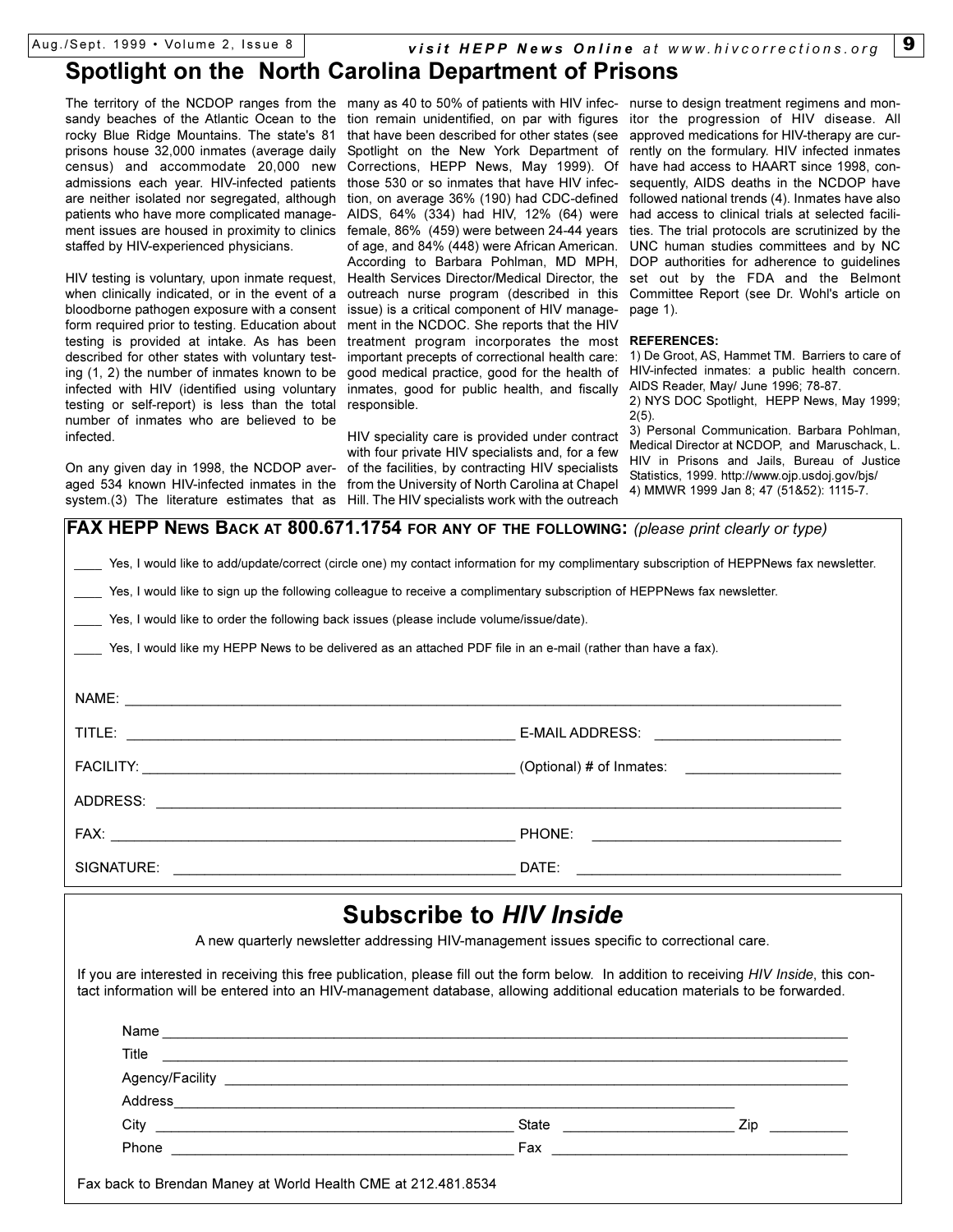# Spotlight on the North Carolina Department of Prisons

The territory of the NCDOP ranges from the sandy beaches of the Atlantic Ocean to the rocky Blue Ridge Mountains. The state's 81 prisons house 32,000 inmates (average daily census) and accommodate 20,000 new admissions each year. HIV-infected patients are neither isolated nor segregated, although patients who have more complicated management issues are housed in proximity to clinics staffed by HIV-experienced physicians.

HIV testing is voluntary, upon inmate request, when clinically indicated, or in the event of a bloodborne pathogen exposure with a consent form required prior to testing. Education about testing is provided at intake. As has been described for other states with voluntary testing (1, 2) the number of inmates known to be infected with HIV (identified using voluntary testing or self-report) is less than the total number of inmates who are believed to be infected.

On any given day in 1998, the NCDOP averaged 534 known HIV-infected inmates in the system.(3) The literature estimates that as many as 40 to 50% of patients with HIV infection remain unidentified, on par with figures that have been described for other states (see Spotlight on the New York Department of Corrections, HEPP News, May 1999). Of those 530 or so inmates that have HIV infection, on average 36% (190) had CDC-defined AIDS, 64% (334) had HIV, 12% (64) were female, 86% (459) were between 24-44 years of age, and 84% (448) were African American. According to Barbara Pohlman, MD MPH, Health Services Director/Medical Director, the outreach nurse program (described in this issue) is a critical component of HIV management in the NCDOC. She reports that the HIV treatment program incorporates the most important precepts of correctional health care: good medical practice, good for the health of inmates, good for public health, and fiscally responsible.

HIV speciality care is provided under contract with four private HIV specialists and, for a few of the facilities, by contracting HIV specialists from the University of North Carolina at Chapel Hill. The HIV specialists work with the outreach nurse to design treatment regimens and monitor the progression of HIV disease. All approved medications for HIV-therapy are currently on the formulary. HIV infected inmates have had access to HAART since 1998, consequently, AIDS deaths in the NCDOP have followed national trends (4). Inmates have also had access to clinical trials at selected facilities. The trial protocols are scrutinized by the UNC human studies committees and by NC DOP authorities for adherence to guidelines set out by the FDA and the Belmont Committee Report (see Dr. Wohl's article on page 1).

**REFERENCES:**

1) De Groot, AS, Hammet TM. Barriers to care of HIV-infected inmates: a public health concern. AIDS Reader, May/ June 1996; 78-87.
2) NYS DOC Spotlight, HEPP News, May 1999; 2(5).
3) Personal Communication. Barbara Pohlman, Medical Director at NCDOP, and Maruschack, L. HIV in Prisons and Jails, Bureau of Justice Statistics, 1999. http://www.ojp.usdoj.gov/bjs/
4) MMWR 1999 Jan 8; 47 (51&52): 1115-7.

---

**FAX HEPP NEWS BACK AT 800.671.1754 FOR ANY OF THE FOLLOWING:** *(please print clearly or type)*

____ Yes, I would like to add/update/correct (circle one) my contact information for my complimentary subscription of HEPPNews fax newsletter.

____ Yes, I would like to sign up the following colleague to receive a complimentary subscription of HEPPNews fax newsletter.

____ Yes, I would like to order the following back issues (please include volume/issue/date).

____ Yes, I would like my HEPP News to be delivered as an attached PDF file in an e-mail (rather than have a fax).

NAME: ______________________________

TITLE: ______________________________ E-MAIL ADDRESS: ______________________________

FACILITY: ______________________________ (Optional) # of Inmates: ______________________________

ADDRESS: ______________________________

FAX: ______________________________ PHONE: ______________________________

SIGNATURE: ______________________________ DATE: ______________________________

---

## Subscribe to *HIV Inside*

A new quarterly newsletter addressing HIV-management issues specific to correctional care.

If you are interested in receiving this free publication, please fill out the form below. In addition to receiving *HIV Inside*, this contact information will be entered into an HIV-management database, allowing additional education materials to be forwarded.

Name ______________________________

Title ______________________________

Agency/Facility ______________________________

Address ______________________________

City ______________________________ State ______________________________ Zip __________

Phone ______________________________ Fax ______________________________

Fax back to Brendan Maney at World Health CME at 212.481.8534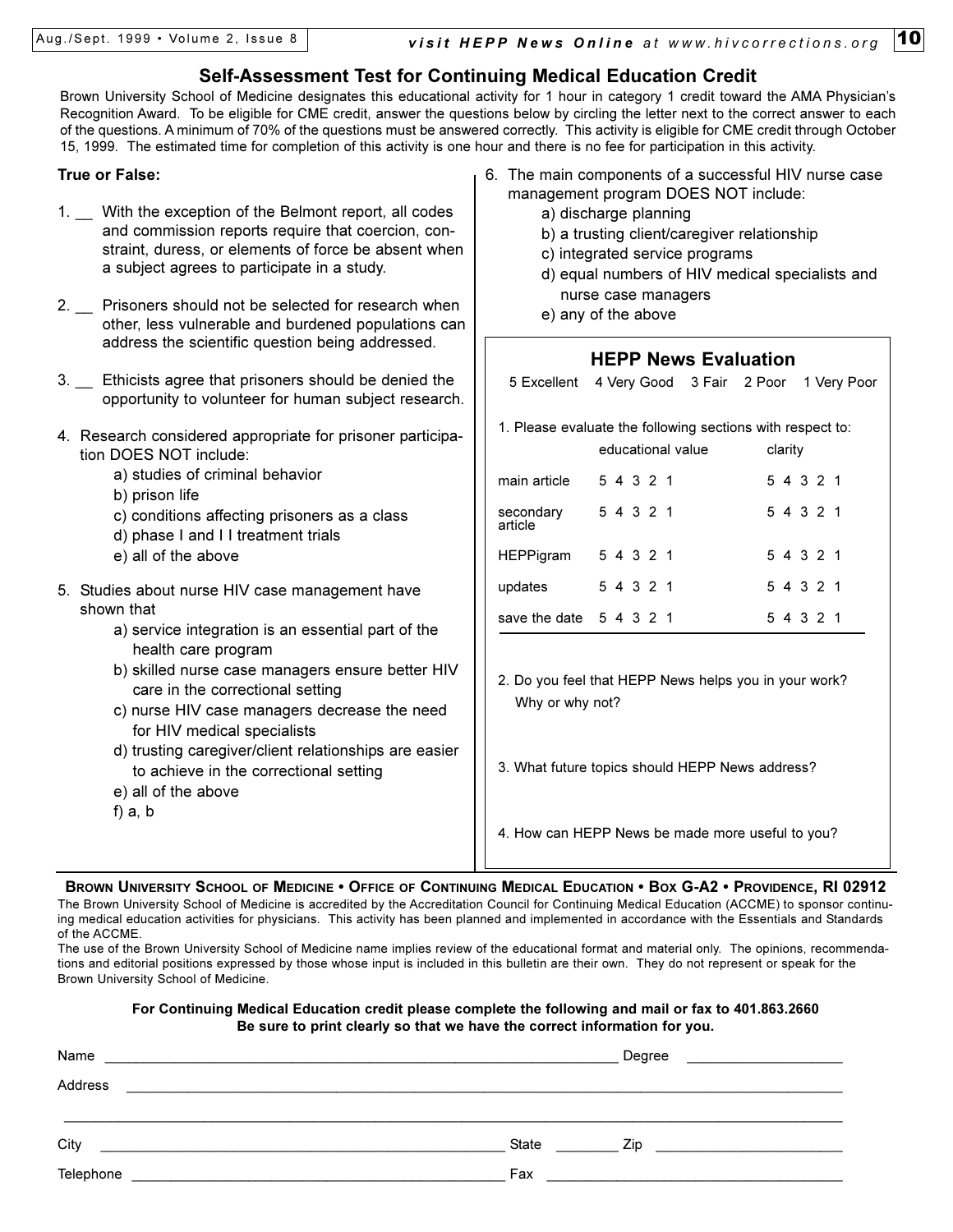## Self-Assessment Test for Continuing Medical Education Credit

Brown University School of Medicine designates this educational activity for 1 hour in category 1 credit toward the AMA Physician's Recognition Award. To be eligible for CME credit, answer the questions below by circling the letter next to the correct answer to each of the questions. A minimum of 70% of the questions must be answered correctly. This activity is eligible for CME credit through October 15, 1999. The estimated time for completion of this activity is one hour and there is no fee for participation in this activity.

**True or False:**

1. __ With the exception of the Belmont report, all codes and commission reports require that coercion, constraint, duress, or elements of force be absent when a subject agrees to participate in a study.

2. __ Prisoners should not be selected for research when other, less vulnerable and burdened populations can address the scientific question being addressed.

3. __ Ethicists agree that prisoners should be denied the opportunity to volunteer for human subject research.

4. Research considered appropriate for prisoner participation DOES NOT include:
   - a) studies of criminal behavior
   - b) prison life
   - c) conditions affecting prisoners as a class
   - d) phase I and I I treatment trials
   - e) all of the above

5. Studies about nurse HIV case management have shown that
   - a) service integration is an essential part of the health care program
   - b) skilled nurse case managers ensure better HIV care in the correctional setting
   - c) nurse HIV case managers decrease the need for HIV medical specialists
   - d) trusting caregiver/client relationships are easier to achieve in the correctional setting
   - e) all of the above
   - f) a, b

6. The main components of a successful HIV nurse case management program DOES NOT include:
   - a) discharge planning
   - b) a trusting client/caregiver relationship
   - c) integrated service programs
   - d) equal numbers of HIV medical specialists and nurse case managers
   - e) any of the above

### HEPP News Evaluation

5 Excellent 4 Very Good 3 Fair 2 Poor 1 Very Poor

1. Please evaluate the following sections with respect to:

| | educational value | clarity |
|---|---|---|
| main article | 5 4 3 2 1 | 5 4 3 2 1 |
| secondary article | 5 4 3 2 1 | 5 4 3 2 1 |
| HEPPigram | 5 4 3 2 1 | 5 4 3 2 1 |
| updates | 5 4 3 2 1 | 5 4 3 2 1 |
| save the date | 5 4 3 2 1 | 5 4 3 2 1 |

2. Do you feel that HEPP News helps you in your work? Why or why not?

3. What future topics should HEPP News address?

4. How can HEPP News be made more useful to you?

**Brown University School of Medicine • Office of Continuing Medical Education • Box G-A2 • Providence, RI 02912**

The Brown University School of Medicine is accredited by the Accreditation Council for Continuing Medical Education (ACCME) to sponsor continuing medical education activities for physicians. This activity has been planned and implemented in accordance with the Essentials and Standards of the ACCME.

The use of the Brown University School of Medicine name implies review of the educational format and material only. The opinions, recommendations and editorial positions expressed by those whose input is included in this bulletin are their own. They do not represent or speak for the Brown University School of Medicine.

**For Continuing Medical Education credit please complete the following and mail or fax to 401.863.2660**
**Be sure to print clearly so that we have the correct information for you.**

Name ____________________ Degree ____________

Address ______________________________________

______________________________________________

City ____________________ State ______ Zip ____________

Telephone ____________________ Fax ____________________